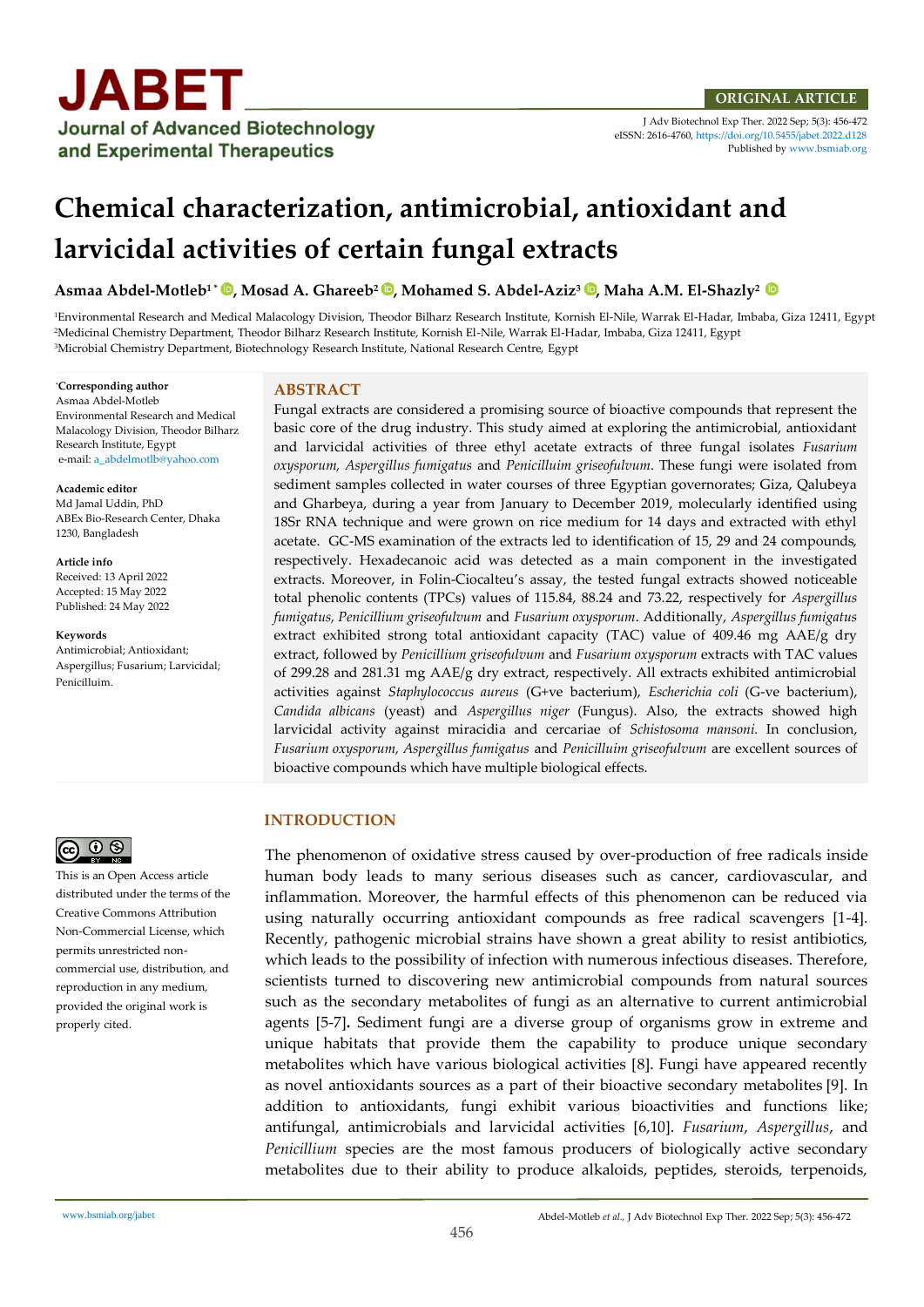ORIGINAL ARTICLE

# Chemical characterization, antimicrobial, antioxidant and larvicidal activities of certain fungal extracts

**Asmaa Abdel-Motleb[1]*, Mosad A. Ghareeb[2], Mohamed S. Abdel-Aziz[3], Maha A.M. El-Shazly[2]**

[1]Environmental Research and Medical Malacology Division, Theodor Bilharz Research Institute, Kornish El-Nile, Warrak El-Hadar, Imbaba, Giza 12411, Egypt
[2]Medicinal Chemistry Department, Theodor Bilharz Research Institute, Kornish El-Nile, Warrak El-Hadar, Imbaba, Giza 12411, Egypt
[3]Microbial Chemistry Department, Biotechnology Research Institute, National Research Centre, Egypt

*Corresponding author
Asmaa Abdel-Motleb
Environmental Research and Medical Malacology Division, Theodor Bilharz Research Institute, Egypt
e-mail: a_abdelmotlb@yahoo.com

**Academic editor**
Md Jamal Uddin, PhD
ABEx Bio-Research Center, Dhaka 1230, Bangladesh

**Article info**
Received: 13 April 2022
Accepted: 15 May 2022
Published: 24 May 2022

**Keywords**
Antimicrobial; Antioxidant; Aspergillus; Fusarium; Larvicidal; Penicilluim.

## ABSTRACT

Fungal extracts are considered a promising source of bioactive compounds that represent the basic core of the drug industry. This study aimed at exploring the antimicrobial, antioxidant and larvicidal activities of three ethyl acetate extracts of three fungal isolates *Fusarium oxysporum, Aspergillus fumigatus* and *Penicilluim griseofulvum*. These fungi were isolated from sediment samples collected in water courses of three Egyptian governorates; Giza, Qalubeya and Gharbeya, during a year from January to December 2019, molecularly identified using 18Sr RNA technique and were grown on rice medium for 14 days and extracted with ethyl acetate. GC-MS examination of the extracts led to identification of 15, 29 and 24 compounds, respectively. Hexadecanoic acid was detected as a main component in the investigated extracts. Moreover, in Folin-Ciocalteu's assay, the tested fungal extracts showed noticeable total phenolic contents (TPCs) values of 115.84, 88.24 and 73.22, respectively for *Aspergillus fumigatus, Penicillium griseofulvum* and *Fusarium oxysporum*. Additionally, *Aspergillus fumigatus* extract exhibited strong total antioxidant capacity (TAC) value of 409.46 mg AAE/g dry extract, followed by *Penicillium griseofulvum* and *Fusarium oxysporum* extracts with TAC values of 299.28 and 281.31 mg AAE/g dry extract, respectively. All extracts exhibited antimicrobial activities against *Staphylococcus aureus* (G+ve bacterium), *Escherichia coli* (G-ve bacterium), *Candida albicans* (yeast) and *Aspergillus niger* (Fungus). Also, the extracts showed high larvicidal activity against miracidia and cercariae of *Schistosoma mansoni*. In conclusion, *Fusarium oxysporum, Aspergillus fumigatus* and *Penicilluim griseofulvum* are excellent sources of bioactive compounds which have multiple biological effects.

This is an Open Access article distributed under the terms of the Creative Commons Attribution Non-Commercial License, which permits unrestricted non-commercial use, distribution, and reproduction in any medium, provided the original work is properly cited.

## INTRODUCTION

The phenomenon of oxidative stress caused by over-production of free radicals inside human body leads to many serious diseases such as cancer, cardiovascular, and inflammation. Moreover, the harmful effects of this phenomenon can be reduced via using naturally occurring antioxidant compounds as free radical scavengers [1-4]. Recently, pathogenic microbial strains have shown a great ability to resist antibiotics, which leads to the possibility of infection with numerous infectious diseases. Therefore, scientists turned to discovering new antimicrobial compounds from natural sources such as the secondary metabolites of fungi as an alternative to current antimicrobial agents [5-7]. Sediment fungi are a diverse group of organisms grow in extreme and unique habitats that provide them the capability to produce unique secondary metabolites which have various biological activities [8]. Fungi have appeared recently as novel antioxidants sources as a part of their bioactive secondary metabolites [9]. In addition to antioxidants, fungi exhibit various bioactivities and functions like; antifungal, antimicrobials and larvicidal activities [6,10]. *Fusarium*, *Aspergillus*, and *Penicillium* species are the most famous producers of biologically active secondary metabolites due to their ability to produce alkaloids, peptides, steroids, terpenoids,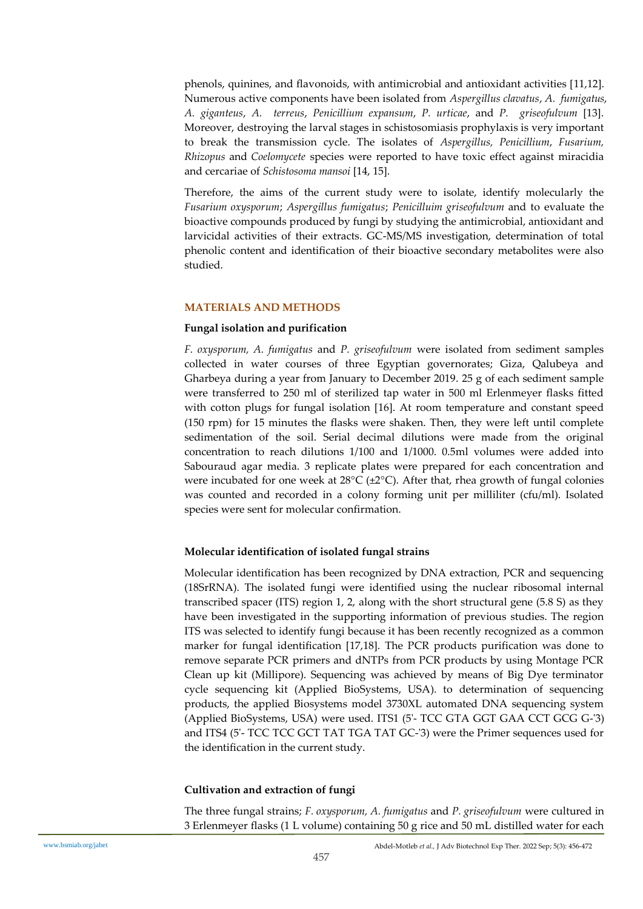phenols, quinines, and flavonoids, with antimicrobial and antioxidant activities [11,12]. Numerous active components have been isolated from *Aspergillus clavatus*, *A. fumigatus*, *A. giganteus*, *A. terreus*, *Penicillium expansum*, *P. urticae*, and *P. griseofulvum* [13]. Moreover, destroying the larval stages in schistosomiasis prophylaxis is very important to break the transmission cycle. The isolates of *Aspergillus, Penicillium*, *Fusarium, Rhizopus* and *Coelomycete* species were reported to have toxic effect against miracidia and cercariae of *Schistosoma mansoi* [14, 15].

Therefore, the aims of the current study were to isolate, identify molecularly the *Fusarium oxysporum*; *Aspergillus fumigatus*; *Penicilluim griseofulvum* and to evaluate the bioactive compounds produced by fungi by studying the antimicrobial, antioxidant and larvicidal activities of their extracts. GC-MS/MS investigation, determination of total phenolic content and identification of their bioactive secondary metabolites were also studied.

## MATERIALS AND METHODS

### Fungal isolation and purification

*F. oxysporum, A. fumigatus* and *P. griseofulvum* were isolated from sediment samples collected in water courses of three Egyptian governorates; Giza, Qalubeya and Gharbeya during a year from January to December 2019. 25 g of each sediment sample were transferred to 250 ml of sterilized tap water in 500 ml Erlenmeyer flasks fitted with cotton plugs for fungal isolation [16]. At room temperature and constant speed (150 rpm) for 15 minutes the flasks were shaken. Then, they were left until complete sedimentation of the soil. Serial decimal dilutions were made from the original concentration to reach dilutions 1/100 and 1/1000. 0.5ml volumes were added into Sabouraud agar media. 3 replicate plates were prepared for each concentration and were incubated for one week at 28°C (±2°C). After that, rhea growth of fungal colonies was counted and recorded in a colony forming unit per milliliter (cfu/ml). Isolated species were sent for molecular confirmation.

### Molecular identification of isolated fungal strains

Molecular identification has been recognized by DNA extraction, PCR and sequencing (18SrRNA). The isolated fungi were identified using the nuclear ribosomal internal transcribed spacer (ITS) region 1, 2, along with the short structural gene (5.8 S) as they have been investigated in the supporting information of previous studies. The region ITS was selected to identify fungi because it has been recently recognized as a common marker for fungal identification [17,18]. The PCR products purification was done to remove separate PCR primers and dNTPs from PCR products by using Montage PCR Clean up kit (Millipore). Sequencing was achieved by means of Big Dye terminator cycle sequencing kit (Applied BioSystems, USA). to determination of sequencing products, the applied Biosystems model 3730XL automated DNA sequencing system (Applied BioSystems, USA) were used. ITS1 (5'- TCC GTA GGT GAA CCT GCG G-'3) and ITS4 (5'- TCC TCC GCT TAT TGA TAT GC-'3) were the Primer sequences used for the identification in the current study.

### Cultivation and extraction of fungi

The three fungal strains; *F. oxysporum, A. fumigatus* and *P. griseofulvum* were cultured in 3 Erlenmeyer flasks (1 L volume) containing 50 g rice and 50 mL distilled water for each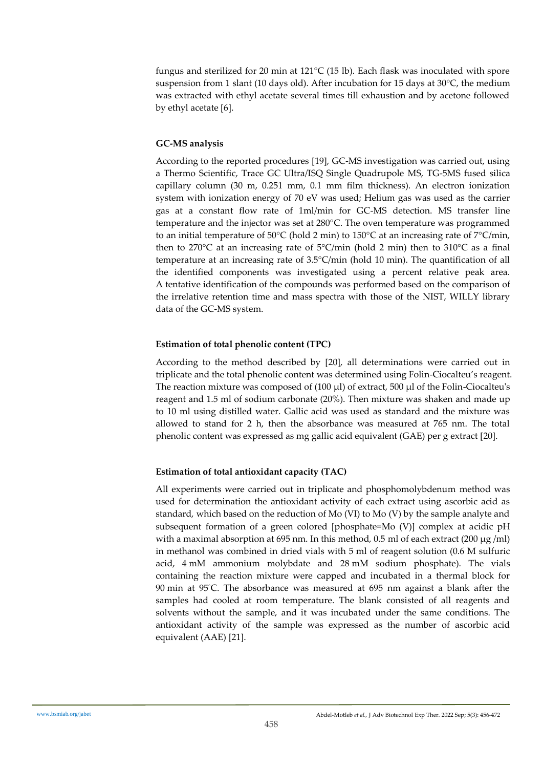fungus and sterilized for 20 min at 121°C (15 lb). Each flask was inoculated with spore suspension from 1 slant (10 days old). After incubation for 15 days at 30°C, the medium was extracted with ethyl acetate several times till exhaustion and by acetone followed by ethyl acetate [6].

### GC-MS analysis

According to the reported procedures [19], GC-MS investigation was carried out, using a Thermo Scientific, Trace GC Ultra/ISQ Single Quadrupole MS, TG-5MS fused silica capillary column (30 m, 0.251 mm, 0.1 mm film thickness). An electron ionization system with ionization energy of 70 eV was used; Helium gas was used as the carrier gas at a constant flow rate of 1ml/min for GC-MS detection. MS transfer line temperature and the injector was set at 280°C. The oven temperature was programmed to an initial temperature of 50°C (hold 2 min) to 150°C at an increasing rate of 7°C/min, then to 270°C at an increasing rate of 5°C/min (hold 2 min) then to 310°C as a final temperature at an increasing rate of 3.5°C/min (hold 10 min). The quantification of all the identified components was investigated using a percent relative peak area. A tentative identification of the compounds was performed based on the comparison of the irrelative retention time and mass spectra with those of the NIST, WILLY library data of the GC-MS system.

### Estimation of total phenolic content (TPC)

According to the method described by [20], all determinations were carried out in triplicate and the total phenolic content was determined using Folin-Ciocalteu's reagent. The reaction mixture was composed of (100 µl) of extract, 500 µl of the Folin-Ciocalteu's reagent and 1.5 ml of sodium carbonate (20%). Then mixture was shaken and made up to 10 ml using distilled water. Gallic acid was used as standard and the mixture was allowed to stand for 2 h, then the absorbance was measured at 765 nm. The total phenolic content was expressed as mg gallic acid equivalent (GAE) per g extract [20].

### Estimation of total antioxidant capacity (TAC)

All experiments were carried out in triplicate and phosphomolybdenum method was used for determination the antioxidant activity of each extract using ascorbic acid as standard, which based on the reduction of Mo (VI) to Mo (V) by the sample analyte and subsequent formation of a green colored [phosphate=Mo (V)] complex at acidic pH with a maximal absorption at 695 nm. In this method, 0.5 ml of each extract (200 µg /ml) in methanol was combined in dried vials with 5 ml of reagent solution (0.6 M sulfuric acid, 4 mM ammonium molybdate and 28 mM sodium phosphate). The vials containing the reaction mixture were capped and incubated in a thermal block for 90 min at 95°C. The absorbance was measured at 695 nm against a blank after the samples had cooled at room temperature. The blank consisted of all reagents and solvents without the sample, and it was incubated under the same conditions. The antioxidant activity of the sample was expressed as the number of ascorbic acid equivalent (AAE) [21].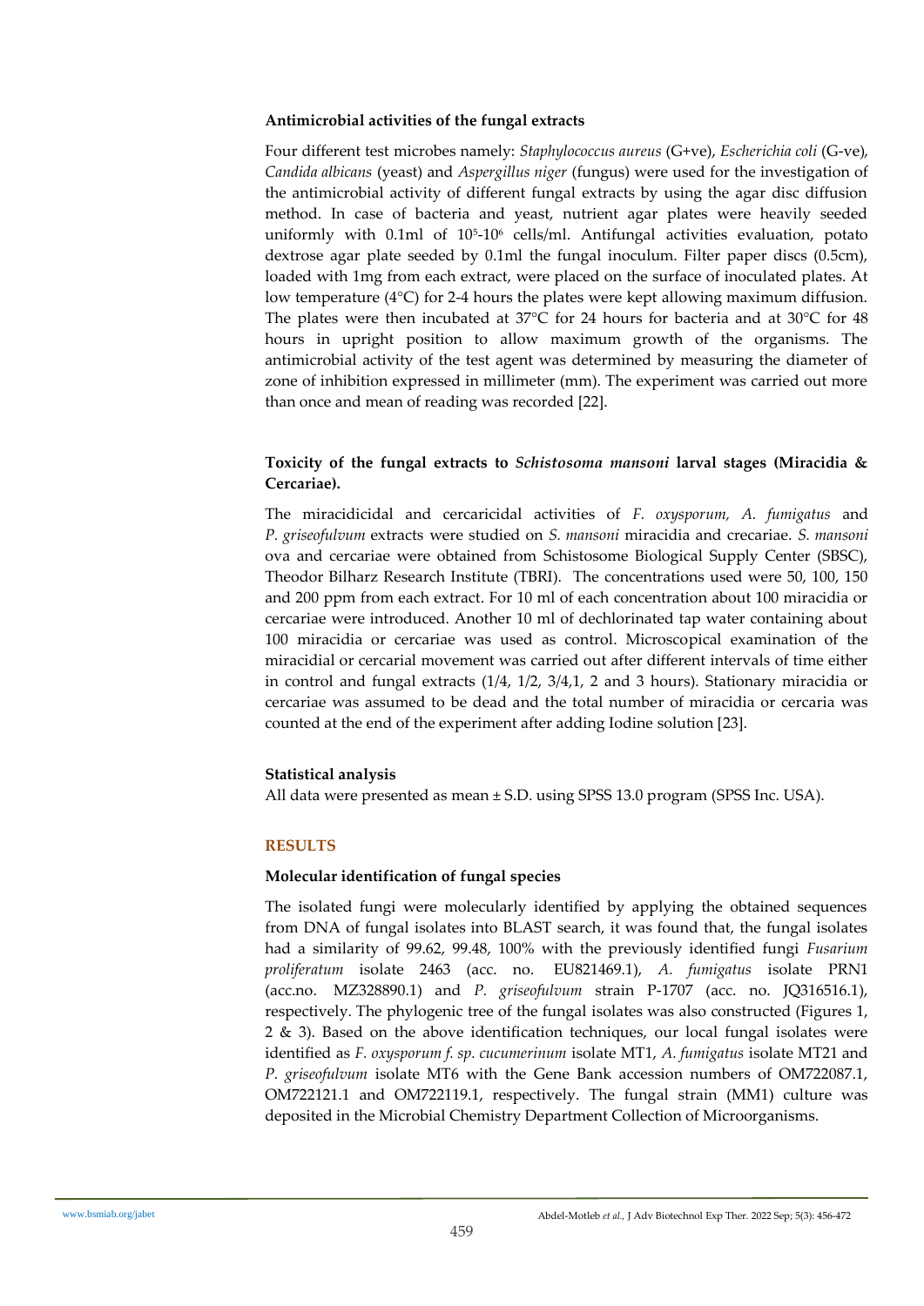### Antimicrobial activities of the fungal extracts

Four different test microbes namely: *Staphylococcus aureus* (G+ve), *Escherichia coli* (G-ve), *Candida albicans* (yeast) and *Aspergillus niger* (fungus) were used for the investigation of the antimicrobial activity of different fungal extracts by using the agar disc diffusion method. In case of bacteria and yeast, nutrient agar plates were heavily seeded uniformly with 0.1ml of $10^5$-$10^6$ cells/ml. Antifungal activities evaluation, potato dextrose agar plate seeded by 0.1ml the fungal inoculum. Filter paper discs (0.5cm), loaded with 1mg from each extract, were placed on the surface of inoculated plates. At low temperature (4°C) for 2-4 hours the plates were kept allowing maximum diffusion. The plates were then incubated at 37°C for 24 hours for bacteria and at 30°C for 48 hours in upright position to allow maximum growth of the organisms. The antimicrobial activity of the test agent was determined by measuring the diameter of zone of inhibition expressed in millimeter (mm). The experiment was carried out more than once and mean of reading was recorded [22].

### Toxicity of the fungal extracts to *Schistosoma mansoni* larval stages (Miracidia & Cercariae).

The miracidicidal and cercaricidal activities of *F. oxysporum, A. fumigatus* and *P. griseofulvum* extracts were studied on *S. mansoni* miracidia and crecariae. *S. mansoni* ova and cercariae were obtained from Schistosome Biological Supply Center (SBSC), Theodor Bilharz Research Institute (TBRI). The concentrations used were 50, 100, 150 and 200 ppm from each extract. For 10 ml of each concentration about 100 miracidia or cercariae were introduced. Another 10 ml of dechlorinated tap water containing about 100 miracidia or cercariae was used as control. Microscopical examination of the miracidial or cercarial movement was carried out after different intervals of time either in control and fungal extracts (1/4, 1/2, 3/4,1, 2 and 3 hours). Stationary miracidia or cercariae was assumed to be dead and the total number of miracidia or cercaria was counted at the end of the experiment after adding Iodine solution [23].

### Statistical analysis

All data were presented as mean ± S.D. using SPSS 13.0 program (SPSS Inc. USA).

## RESULTS

### Molecular identification of fungal species

The isolated fungi were molecularly identified by applying the obtained sequences from DNA of fungal isolates into BLAST search, it was found that, the fungal isolates had a similarity of 99.62, 99.48, 100% with the previously identified fungi *Fusarium proliferatum* isolate 2463 (acc. no. EU821469.1), *A. fumigatus* isolate PRN1 (acc.no. MZ328890.1) and *P. griseofulvum* strain P-1707 (acc. no. JQ316516.1), respectively. The phylogenic tree of the fungal isolates was also constructed (Figures 1, 2 & 3). Based on the above identification techniques, our local fungal isolates were identified as *F. oxysporum f. sp. cucumerinum* isolate MT1, *A. fumigatus* isolate MT21 and *P. griseofulvum* isolate MT6 with the Gene Bank accession numbers of OM722087.1, OM722121.1 and OM722119.1, respectively. The fungal strain (MM1) culture was deposited in the Microbial Chemistry Department Collection of Microorganisms.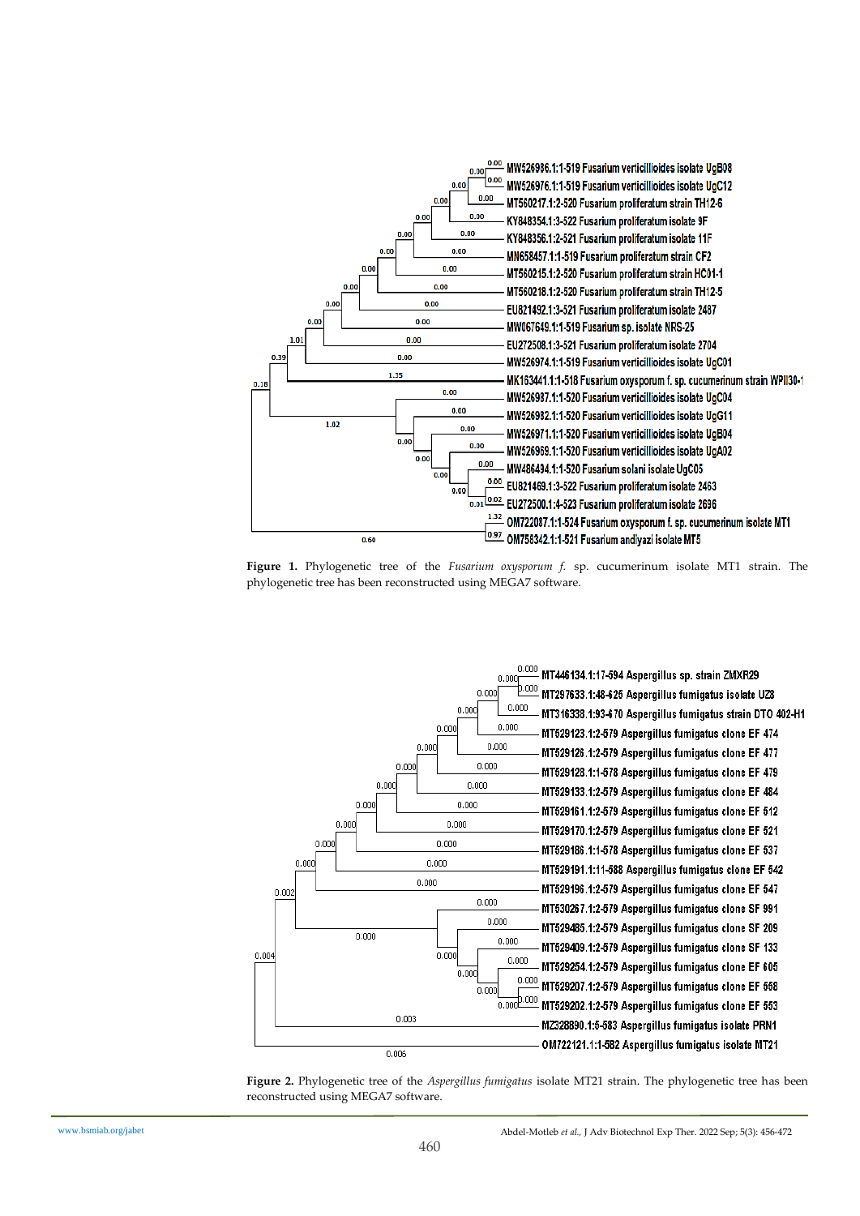**Figure 1.** Phylogenetic tree of the *Fusarium oxysporum f.* sp. cucumerinum isolate MT1 strain. The phylogenetic tree has been reconstructed using MEGA7 software.

**Figure 2.** Phylogenetic tree of the *Aspergillus fumigatus* isolate MT21 strain. The phylogenetic tree has been reconstructed using MEGA7 software.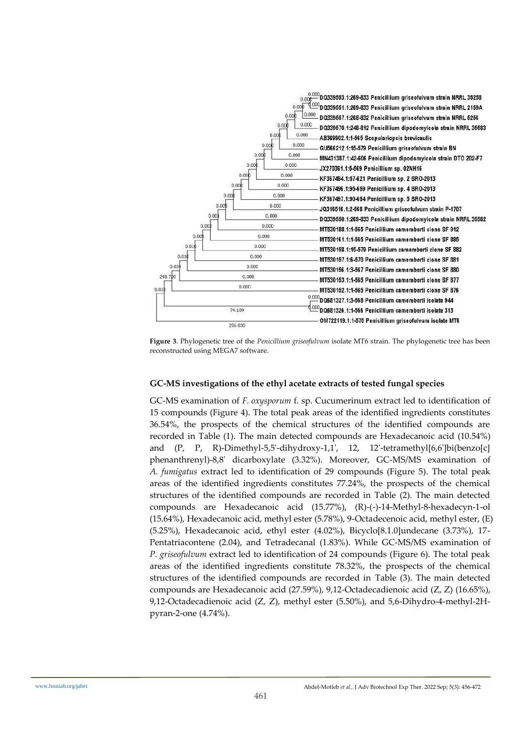**Figure 3**. Phylogenetic tree of the *Penicillium griseofulvum* isolate MT6 strain. The phylogenetic tree has been reconstructed using MEGA7 software.

### GC-MS investigations of the ethyl acetate extracts of tested fungal species

GC-MS examination of *F. oxysporum* f. sp. Cucumerinum extract led to identification of 15 compounds (Figure 4). The total peak areas of the identified ingredients constitutes 36.54%, the prospects of the chemical structures of the identified compounds are recorded in Table (1). The main detected compounds are Hexadecanoic acid (10.54%) and (P, P, R)-Dimethyl-5,5'-dihydroxy-1,1', 12, 12'-tetramethyl[6,6']bi(benzo[c] phenanthrenyl)-8,8' dicarboxylate (3.32%). Moreover, GC-MS/MS examination of *A. fumigatus* extract led to identification of 29 compounds (Figure 5). The total peak areas of the identified ingredients constitutes 77.24%, the prospects of the chemical structures of the identified compounds are recorded in Table (2). The main detected compounds are Hexadecanoic acid (15.77%), (R)-(-)-14-Methyl-8-hexadecyn-1-ol (15.64%), Hexadecanoic acid, methyl ester (5.78%), 9-Octadecenoic acid, methyl ester, (E) (5.25%), Hexadecanoic acid, ethyl ester (4.02%), Bicyclo[8.1.0]undecane (3.73%), 17-Pentatriacontene (2.04), and Tetradecanal (1.83%). While GC-MS/MS examination of *P. griseofulvum* extract led to identification of 24 compounds (Figure 6). The total peak areas of the identified ingredients constitute 78.32%, the prospects of the chemical structures of the identified compounds are recorded in Table (3). The main detected compounds are Hexadecanoic acid (27.59%), 9,12-Octadecadienoic acid (Z, Z) (16.65%), 9,12-Octadecadienoic acid (Z, Z), methyl ester (5.50%), and 5,6-Dihydro-4-methyl-2H-pyran-2-one (4.74%).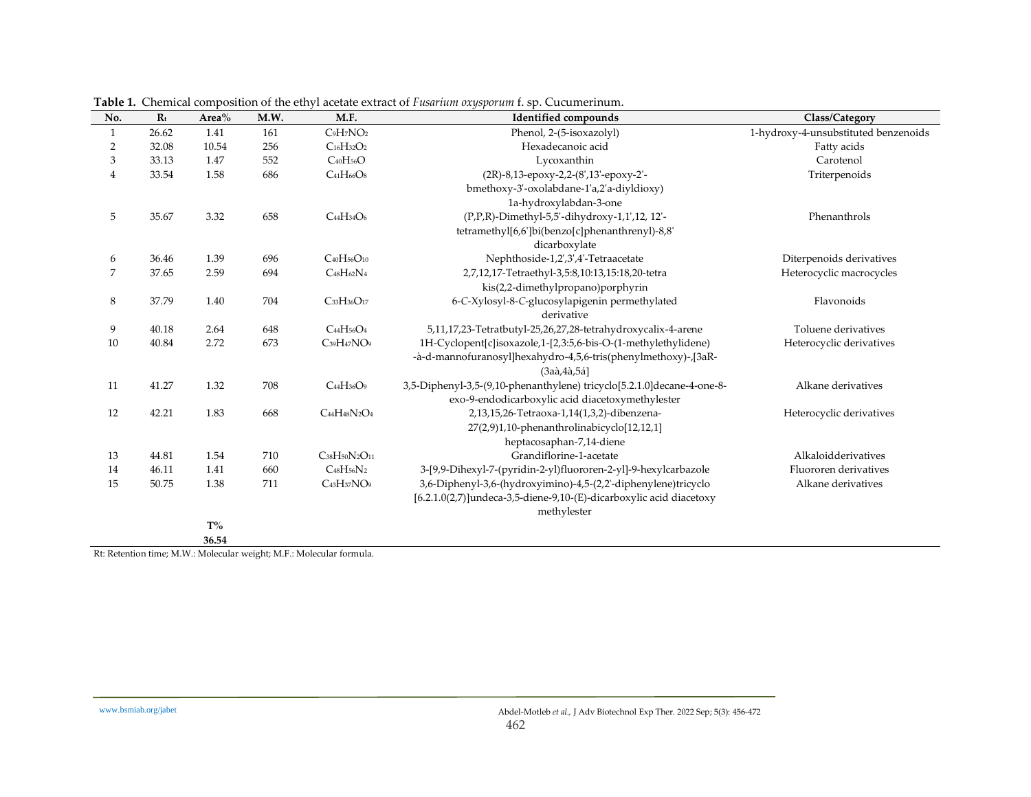**Table 1.** Chemical composition of the ethyl acetate extract of *Fusarium oxysporum* f. sp. Cucumerinum.

| No. | $R_t$ | Area% | M.W. | M.F. | Identified compounds | Class/Category |
|---|---|---|---|---|---|---|
| 1 | 26.62 | 1.41 | 161 | $C_9H_7NO_2$ | Phenol, 2-(5-isoxazolyl) | 1-hydroxy-4-unsubstituted benzenoids |
| 2 | 32.08 | 10.54 | 256 | $C_{16}H_{32}O_2$ | Hexadecanoic acid | Fatty acids |
| 3 | 33.13 | 1.47 | 552 | $C_{40}H_{56}O$ | Lycoxanthin | Carotenol |
| 4 | 33.54 | 1.58 | 686 | $C_{41}H_{66}O_8$ | (2R)-8,13-epoxy-2,2-(8',13'-epoxy-2'-bmethoxy-3'-oxolabdane-1'a,2'a-diyldioxy) 1a-hydroxylabdan-3-one | Triterpenoids |
| 5 | 35.67 | 3.32 | 658 | $C_{44}H_{34}O_6$ | (P,P,R)-Dimethyl-5,5'-dihydroxy-1,1',12, 12'-tetramethyl[6,6']bi(benzo[c]phenanthrenyl)-8,8' dicarboxylate | Phenanthrols |
| 6 | 36.46 | 1.39 | 696 | $C_{40}H_{56}O_{10}$ | Nephthoside-1,2',3',4'-Tetraacetate | Diterpenoids derivatives |
| 7 | 37.65 | 2.59 | 694 | $C_{48}H_{62}N_4$ | 2,7,12,17-Tetraethyl-3,5:8,10:13,15:18,20-tetra kis(2,2-dimethylpropano)porphyrin | Heterocyclic macrocycles |
| 8 | 37.79 | 1.40 | 704 | $C_{33}H_{36}O_{17}$ | 6-*C*-Xylosyl-8-*C*-glucosylapigenin permethylated derivative | Flavonoids |
| 9 | 40.18 | 2.64 | 648 | $C_{44}H_{56}O_4$ | 5,11,17,23-Tetratbutyl-25,26,27,28-tetrahydroxycalix-4-arene | Toluene derivatives |
| 10 | 40.84 | 2.72 | 673 | $C_{39}H_{47}NO_9$ | 1H-Cyclopent[c]isoxazole,1-[2,3:5,6-bis-O-(1-methylethylidene) -à-d-mannofuranosyl]hexahydro-4,5,6-tris(phenylmethoxy)-,[3aR-(3aà,4à,5á] | Heterocyclic derivatives |
| 11 | 41.27 | 1.32 | 708 | $C_{44}H_{36}O_9$ | 3,5-Diphenyl-3,5-(9,10-phenanthylene) tricyclo[5.2.1.0]decane-4-one-8-exo-9-endodicarboxylic acid diacetoxymethylester | Alkane derivatives |
| 12 | 42.21 | 1.83 | 668 | $C_{44}H_{48}N_2O_4$ | 2,13,15,26-Tetraoxa-1,14(1,3,2)-dibenzena-27(2,9)1,10-phenanthrolinabicyclo[12,12,1] heptacosaphan-7,14-diene | Heterocyclic derivatives |
| 13 | 44.81 | 1.54 | 710 | $C_{38}H_{50}N_2O_{11}$ | Grandiflorine-1-acetate | Alkaloidderivatives |
| 14 | 46.11 | 1.41 | 660 | $C_{48}H_{56}N_2$ | 3-[9,9-Dihexyl-7-(pyridin-2-yl)fluororen-2-yl]-9-hexylcarbazole | Fluororen derivatives |
| 15 | 50.75 | 1.38 | 711 | $C_{43}H_{37}NO_9$ | 3,6-Diphenyl-3,6-(hydroxyimino)-4,5-(2,2'-diphenylene)tricyclo [6.2.1.0(2,7)]undeca-3,5-diene-9,10-(E)-dicarboxylic acid diacetoxy methylester | Alkane derivatives |
| | | T% 36.54 | | | | |

Rt: Retention time; M.W.: Molecular weight; M.F.: Molecular formula.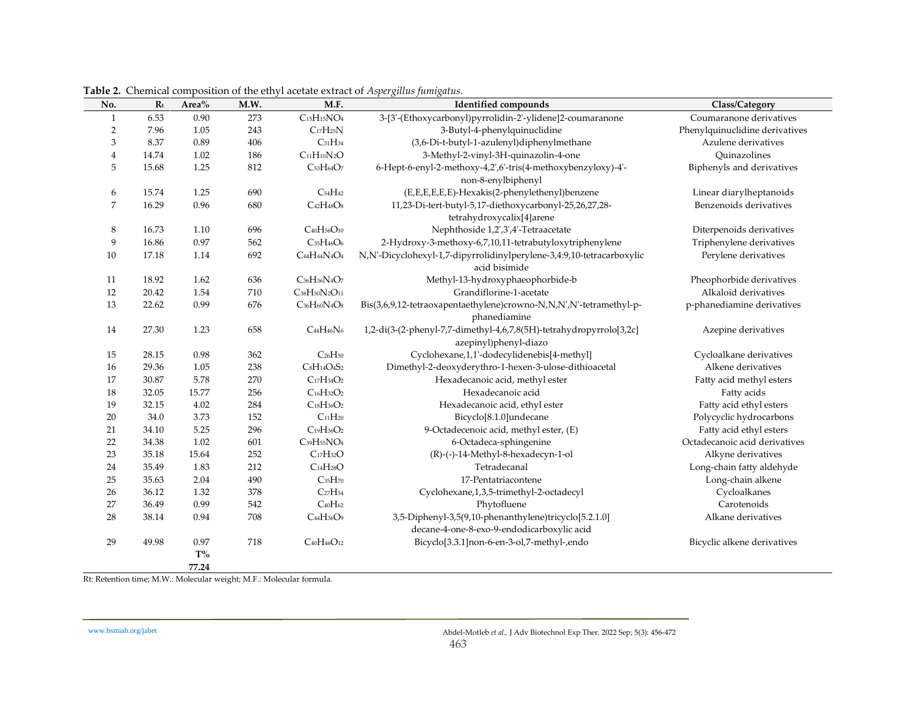**Table 2.** Chemical composition of the ethyl acetate extract of *Aspergillus fumigatus*.

| No. | $R_t$ | Area% | M.W. | M.F. | Identified compounds | Class/Category |
|---|---|---|---|---|---|---|
| 1 | 6.53 | 0.90 | 273 | $C_{15}H_{15}NO_4$ | 3-[3'-(Ethoxycarbonyl)pyrrolidin-2'-ylidene]2-coumaranone | Coumaranone derivatives |
| 2 | 7.96 | 1.05 | 243 | $C_{17}H_{25}N$ | 3-Butyl-4-phenylquinuclidine | Phenylquinuclidine derivatives |
| 3 | 8.37 | 0.89 | 406 | $C_{31}H_{34}$ | (3,6-Di-t-butyl-1-azulenyl)diphenylmethane | Azulene derivatives |
| 4 | 14.74 | 1.02 | 186 | $C_{11}H_{10}N_2O$ | 3-Methyl-2-vinyl-3H-quinazolin-4-one | Quinazolines |
| 5 | 15.68 | 1.25 | 812 | $C_{53}H_{64}O_7$ | 6-Hept-6-enyl-2-methoxy-4,2',6'-tris(4-methoxybenzyloxy)-4'-non-8-enylbiphenyl | Biphenyls and derivatives |
| 6 | 15.74 | 1.25 | 690 | $C_{54}H_{42}$ | (E,E,E,E,E,E)-Hexakis(2-phenylethenyl)benzene | Linear diarylheptanoids |
| 7 | 16.29 | 0.96 | 680 | $C_{42}H_{48}O_8$ | 11,23-Di-tert-butyl-5,17-diethoxycarbonyl-25,26,27,28-tetrahydroxycalix[4]arene | Benzenoids derivatives |
| 8 | 16.73 | 1.10 | 696 | $C_{40}H_{56}O_{10}$ | Nephthoside 1,2',3',4'-Tetraacetate | Diterpenoids derivatives |
| 9 | 16.86 | 0.97 | 562 | $C_{35}H_{46}O_6$ | 2-Hydroxy-3-methoxy-6,7,10,11-tetrabutyloxytriphenylene | Triphenylene derivatives |
| 10 | 17.18 | 1.14 | 692 | $C_{44}H_{44}N_4O_4$ | N,N'-Dicyclohexyl-1,7-dipyrrolidinylperylene-3,4:9,10-tetracarboxylic acid bisimide | Perylene derivatives |
| 11 | 18.92 | 1.62 | 636 | $C_{36}H_{36}N_4O_7$ | Methyl-13-hydroxyphaeophorbide-b | Pheophorbide derivatives |
| 12 | 20.42 | 1.54 | 710 | $C_{38}H_{50}N_2O_{11}$ | Grandiflorine-1-acetate | Alkaloid derivatives |
| 13 | 22.62 | 0.99 | 676 | $C_{36}H_{60}N_4O_8$ | Bis(3,6,9,12-tetraoxapentaethylene)crowno-N,N,N',N'-tetramethyl-p-phenediamine | p-phanediamine derivatives |
| 14 | 27.30 | 1.23 | 658 | $C_{44}H_{46}N_6$ | 1,2-di(3-(2-phenyl-7,7-dimethyl-4,6,7,8(5H)-tetrahydropyrrolo[3,2c] azepinyl)phenyl-diazo | Azepine derivatives |
| 15 | 28.15 | 0.98 | 362 | $C_{26}H_{50}$ | Cyclohexane,1,1'-dodecylidenebis[4-methyl] | Cycloalkane derivatives |
| 16 | 29.36 | 1.05 | 238 | $C_8H_{14}O_4S_2$ | Dimethyl-2-deoxyderythro-1-hexen-3-ulose-dithioacetal | Alkene derivatives |
| 17 | 30.87 | 5.78 | 270 | $C_{17}H_{34}O_2$ | Hexadecanoic acid, methyl ester | Fatty acid methyl esters |
| 18 | 32.05 | 15.77 | 256 | $C_{16}H_{32}O_2$ | Hexadecanoic acid | Fatty acids |
| 19 | 32.15 | 4.02 | 284 | $C_{18}H_{36}O_2$ | Hexadecanoic acid, ethyl ester | Fatty acid ethyl esters |
| 20 | 34.0 | 3.73 | 152 | $C_{11}H_{20}$ | Bicyclo[8.1.0]undecane | Polycyclic hydrocarbons |
| 21 | 34.10 | 5.25 | 296 | $C_{19}H_{36}O_2$ | 9-Octadecenoic acid, methyl ester, (E) | Fatty acid ethyl esters |
| 22 | 34.38 | 1.02 | 601 | $C_{39}H_{55}NO_4$ | 6-Octadeca-sphingenine | Octadecanoic acid derivatives |
| 23 | 35.18 | 15.64 | 252 | $C_{17}H_{32}O$ | (R)-(-)-14-Methyl-8-hexadecyn-1-ol | Alkyne derivatives |
| 24 | 35.49 | 1.83 | 212 | $C_{14}H_{28}O$ | Tetradecanal | Long-chain fatty aldehyde |
| 25 | 35.63 | 2.04 | 490 | $C_{35}H_{70}$ | 17-Pentatriacontene | Long-chain alkene |
| 26 | 36.12 | 1.32 | 378 | $C_{27}H_{54}$ | Cyclohexane,1,3,5-trimethyl-2-octadecyl | Cycloalkanes |
| 27 | 36.49 | 0.99 | 542 | $C_{40}H_{62}$ | Phytofluene | Carotenoids |
| 28 | 38.14 | 0.94 | 708 | $C_{44}H_{36}O_9$ | 3,5-Diphenyl-3,5(9,10-phenanthylene)tricyclo[5.2.1.0] decane-4-one-8-exo-9-endodicarboxylic acid | Alkane derivatives |
| 29 | 49.98 | 0.97 | 718 | $C_{40}H_{46}O_{12}$ | Bicyclo[3.3.1]non-6-en-3-ol,7-methyl-,endo | Bicyclic alkene derivatives |
| | | **T% 77.24** | | | | |

Rt: Retention time; M.W.: Molecular weight; M.F.: Molecular formula.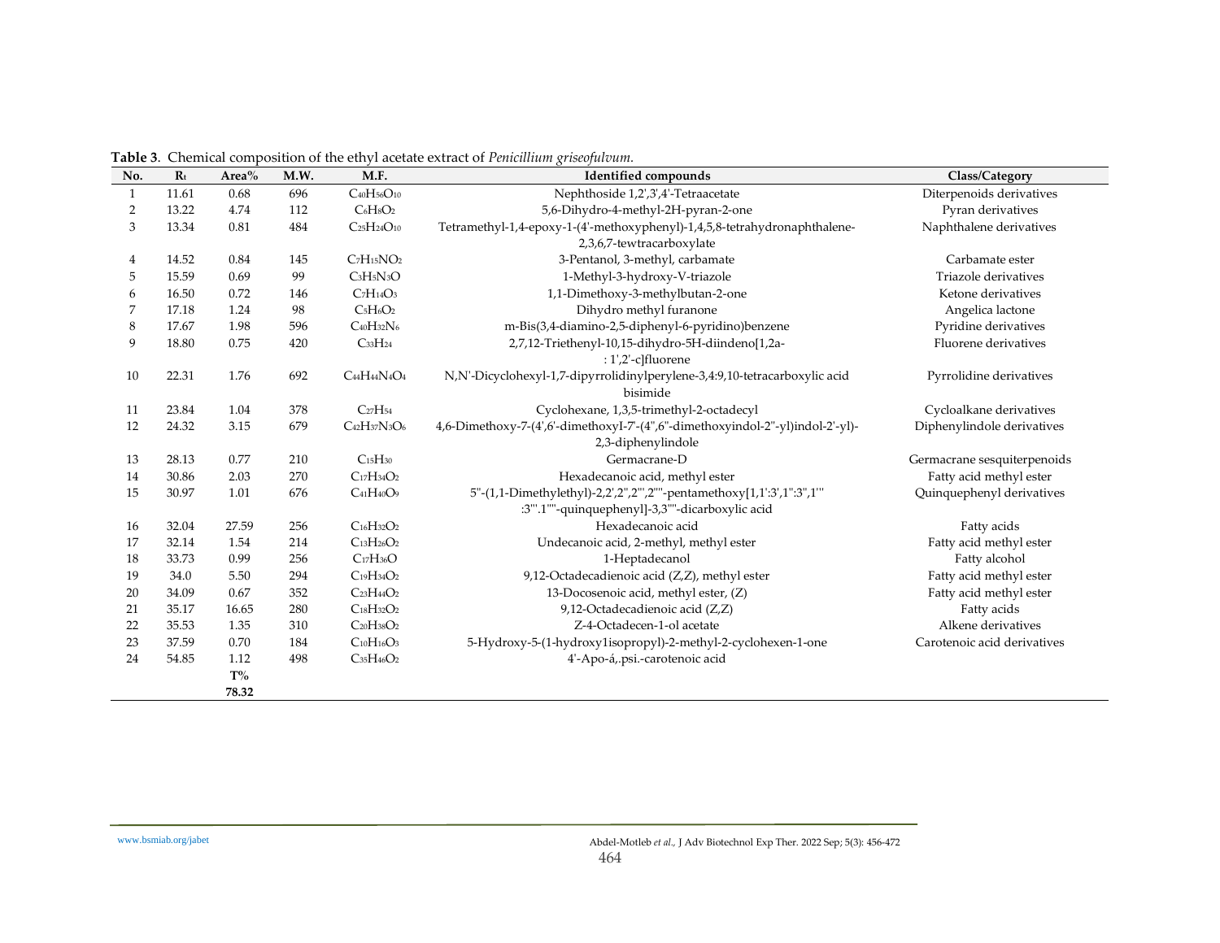**Table 3**. Chemical composition of the ethyl acetate extract of *Penicillium griseofulvum.*

| No. | $R_t$ | Area% | M.W. | M.F. | Identified compounds | Class/Category |
|---|---|---|---|---|---|---|
| 1 | 11.61 | 0.68 | 696 | $C_{40}H_{56}O_{10}$ | Nephthoside 1,2',3',4'-Tetraacetate | Diterpenoids derivatives |
| 2 | 13.22 | 4.74 | 112 | $C_6H_8O_2$ | 5,6-Dihydro-4-methyl-2H-pyran-2-one | Pyran derivatives |
| 3 | 13.34 | 0.81 | 484 | $C_{25}H_{24}O_{10}$ | Tetramethyl-1,4-epoxy-1-(4'-methoxyphenyl)-1,4,5,8-tetrahydronaphthalene-2,3,6,7-tewtracarboxylate | Naphthalene derivatives |
| 4 | 14.52 | 0.84 | 145 | $C_7H_{15}NO_2$ | 3-Pentanol, 3-methyl, carbamate | Carbamate ester |
| 5 | 15.59 | 0.69 | 99 | $C_3H_5N_3O$ | 1-Methyl-3-hydroxy-V-triazole | Triazole derivatives |
| 6 | 16.50 | 0.72 | 146 | $C_7H_{14}O_3$ | 1,1-Dimethoxy-3-methylbutan-2-one | Ketone derivatives |
| 7 | 17.18 | 1.24 | 98 | $C_5H_6O_2$ | Dihydro methyl furanone | Angelica lactone |
| 8 | 17.67 | 1.98 | 596 | $C_{40}H_{32}N_6$ | m-Bis(3,4-diamino-2,5-diphenyl-6-pyridino)benzene | Pyridine derivatives |
| 9 | 18.80 | 0.75 | 420 | $C_{33}H_{24}$ | 2,7,12-Triethenyl-10,15-dihydro-5H-diindeno[1,2a-: 1',2'-c]fluorene | Fluorene derivatives |
| 10 | 22.31 | 1.76 | 692 | $C_{44}H_{44}N_4O_4$ | N,N'-Dicyclohexyl-1,7-dipyrrolidinylperylene-3,4:9,10-tetracarboxylic acid bisimide | Pyrrolidine derivatives |
| 11 | 23.84 | 1.04 | 378 | $C_{27}H_{54}$ | Cyclohexane, 1,3,5-trimethyl-2-octadecyl | Cycloalkane derivatives |
| 12 | 24.32 | 3.15 | 679 | $C_{42}H_{37}N_3O_6$ | 4,6-Dimethoxy-7-(4',6'-dimethoxyI-7'-(4",6"-dimethoxyindol-2"-yl)indol-2'-yl)-2,3-diphenylindole | Diphenylindole derivatives |
| 13 | 28.13 | 0.77 | 210 | $C_{15}H_{30}$ | Germacrane-D | Germacrane sesquiterpenoids |
| 14 | 30.86 | 2.03 | 270 | $C_{17}H_{34}O_2$ | Hexadecanoic acid, methyl ester | Fatty acid methyl ester |
| 15 | 30.97 | 1.01 | 676 | $C_{41}H_{40}O_9$ | 5"-(1,1-Dimethylethyl)-2,2',2",2"',2""-pentamethoxy[1,1':3',1":3",1"':3"'.1""-quinquephenyl]-3,3""-dicarboxylic acid | Quinquephenyl derivatives |
| 16 | 32.04 | 27.59 | 256 | $C_{16}H_{32}O_2$ | Hexadecanoic acid | Fatty acids |
| 17 | 32.14 | 1.54 | 214 | $C_{13}H_{26}O_2$ | Undecanoic acid, 2-methyl, methyl ester | Fatty acid methyl ester |
| 18 | 33.73 | 0.99 | 256 | $C_{17}H_{36}O$ | 1-Heptadecanol | Fatty alcohol |
| 19 | 34.0 | 5.50 | 294 | $C_{19}H_{34}O_2$ | 9,12-Octadecadienoic acid (Z,Z), methyl ester | Fatty acid methyl ester |
| 20 | 34.09 | 0.67 | 352 | $C_{23}H_{44}O_2$ | 13-Docosenoic acid, methyl ester, (Z) | Fatty acid methyl ester |
| 21 | 35.17 | 16.65 | 280 | $C_{18}H_{32}O_2$ | 9,12-Octadecadienoic acid (Z,Z) | Fatty acids |
| 22 | 35.53 | 1.35 | 310 | $C_{20}H_{38}O_2$ | Z-4-Octadecen-1-ol acetate | Alkene derivatives |
| 23 | 37.59 | 0.70 | 184 | $C_{10}H_{16}O_3$ | 5-Hydroxy-5-(1-hydroxy1isopropyl)-2-methyl-2-cyclohexen-1-one | Carotenoic acid derivatives |
| 24 | 54.85 | 1.12 | 498 | $C_{35}H_{46}O_2$ | 4'-Apo-á,.psi.-carotenoic acid | |
| | | **T% 78.32** | | | | |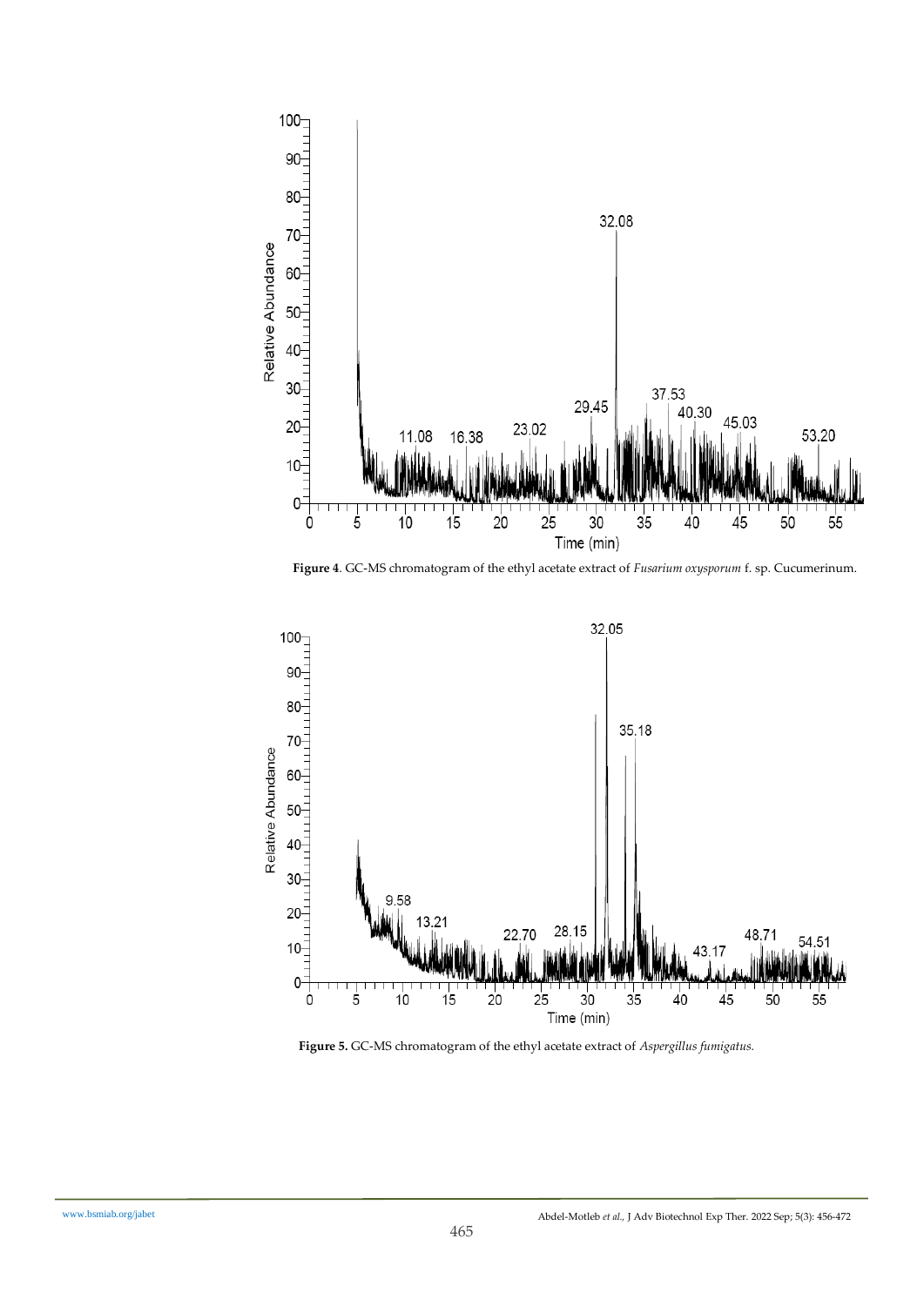**Figure 4**. GC-MS chromatogram of the ethyl acetate extract of *Fusarium oxysporum* f. sp. Cucumerinum.

**Figure 5.** GC-MS chromatogram of the ethyl acetate extract of *Aspergillus fumigatus.*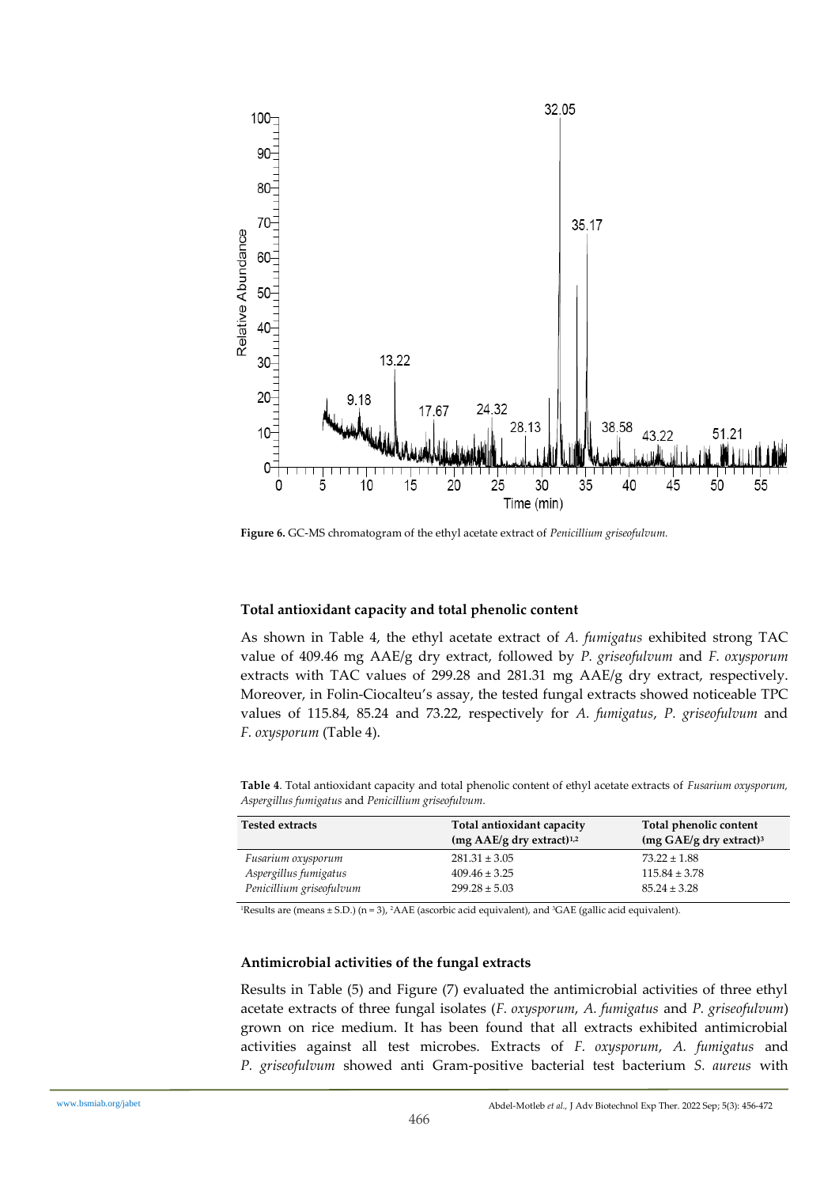**Figure 6.** GC-MS chromatogram of the ethyl acetate extract of *Penicillium griseofulvum.*

### Total antioxidant capacity and total phenolic content

As shown in Table 4, the ethyl acetate extract of *A. fumigatus* exhibited strong TAC value of 409.46 mg AAE/g dry extract, followed by *P. griseofulvum* and *F. oxysporum* extracts with TAC values of 299.28 and 281.31 mg AAE/g dry extract, respectively. Moreover, in Folin-Ciocalteu's assay, the tested fungal extracts showed noticeable TPC values of 115.84, 85.24 and 73.22, respectively for *A. fumigatus*, *P. griseofulvum* and *F. oxysporum* (Table 4).

**Table 4**. Total antioxidant capacity and total phenolic content of ethyl acetate extracts of *Fusarium oxysporum, Aspergillus fumigatus* and *Penicillium griseofulvum.*

| Tested extracts | Total antioxidant capacity (mg AAE/g dry extract)[1,2] | Total phenolic content (mg GAE/g dry extract)[3] |
|---|---|---|
| *Fusarium oxysporum* | 281.31 ± 3.05 | 73.22 ± 1.88 |
| *Aspergillus fumigatus* | 409.46 ± 3.25 | 115.84 ± 3.78 |
| *Penicillium griseofulvum* | 299.28 ± 5.03 | 85.24 ± 3.28 |

[1]Results are (means ± S.D.) (n = 3), [2]AAE (ascorbic acid equivalent), and [3]GAE (gallic acid equivalent).

### Antimicrobial activities of the fungal extracts

Results in Table (5) and Figure (7) evaluated the antimicrobial activities of three ethyl acetate extracts of three fungal isolates (*F. oxysporum*, *A. fumigatus* and *P. griseofulvum*) grown on rice medium. It has been found that all extracts exhibited antimicrobial activities against all test microbes. Extracts of *F. oxysporum*, *A. fumigatus* and *P. griseofulvum* showed anti Gram-positive bacterial test bacterium *S. aureus* with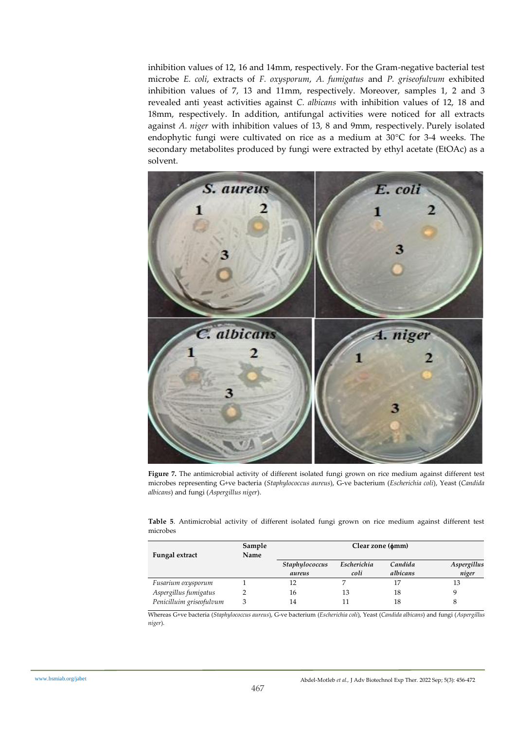inhibition values of 12, 16 and 14mm, respectively. For the Gram-negative bacterial test microbe *E. coli*, extracts of *F. oxysporum*, *A. fumigatus* and *P. griseofulvum* exhibited inhibition values of 7, 13 and 11mm, respectively. Moreover, samples 1, 2 and 3 revealed anti yeast activities against *C. albicans* with inhibition values of 12, 18 and 18mm, respectively. In addition, antifungal activities were noticed for all extracts against *A. niger* with inhibition values of 13, 8 and 9mm, respectively. Purely isolated endophytic fungi were cultivated on rice as a medium at 30°C for 3-4 weeks. The secondary metabolites produced by fungi were extracted by ethyl acetate (EtOAc) as a solvent.

**Figure 7.** The antimicrobial activity of different isolated fungi grown on rice medium against different test microbes representing G+ve bacteria (*Staphylococcus aureus*), G-ve bacterium (*Escherichia coli*), Yeast (*Candida albicans*) and fungi (*Aspergillus niger*).

**Table 5**. Antimicrobial activity of different isolated fungi grown on rice medium against different test microbes

| Fungal extract | Sample Name | Clear zone (ϕmm) | | | |
|---|---|---|---|---|---|
| | | *Staphylococcus aureus* | *Escherichia coli* | *Candida albicans* | *Aspergillus niger* |
| *Fusarium oxysporum* | 1 | 12 | 7 | 17 | 13 |
| *Aspergillus fumigatus* | 2 | 16 | 13 | 18 | 9 |
| *Penicilluim griseofulvum* | 3 | 14 | 11 | 18 | 8 |

Whereas G+ve bacteria (*Staphylococcus aureus*), G-ve bacterium (*Escherichia coli*), Yeast (*Candida albicans*) and fungi (*Aspergillus niger*).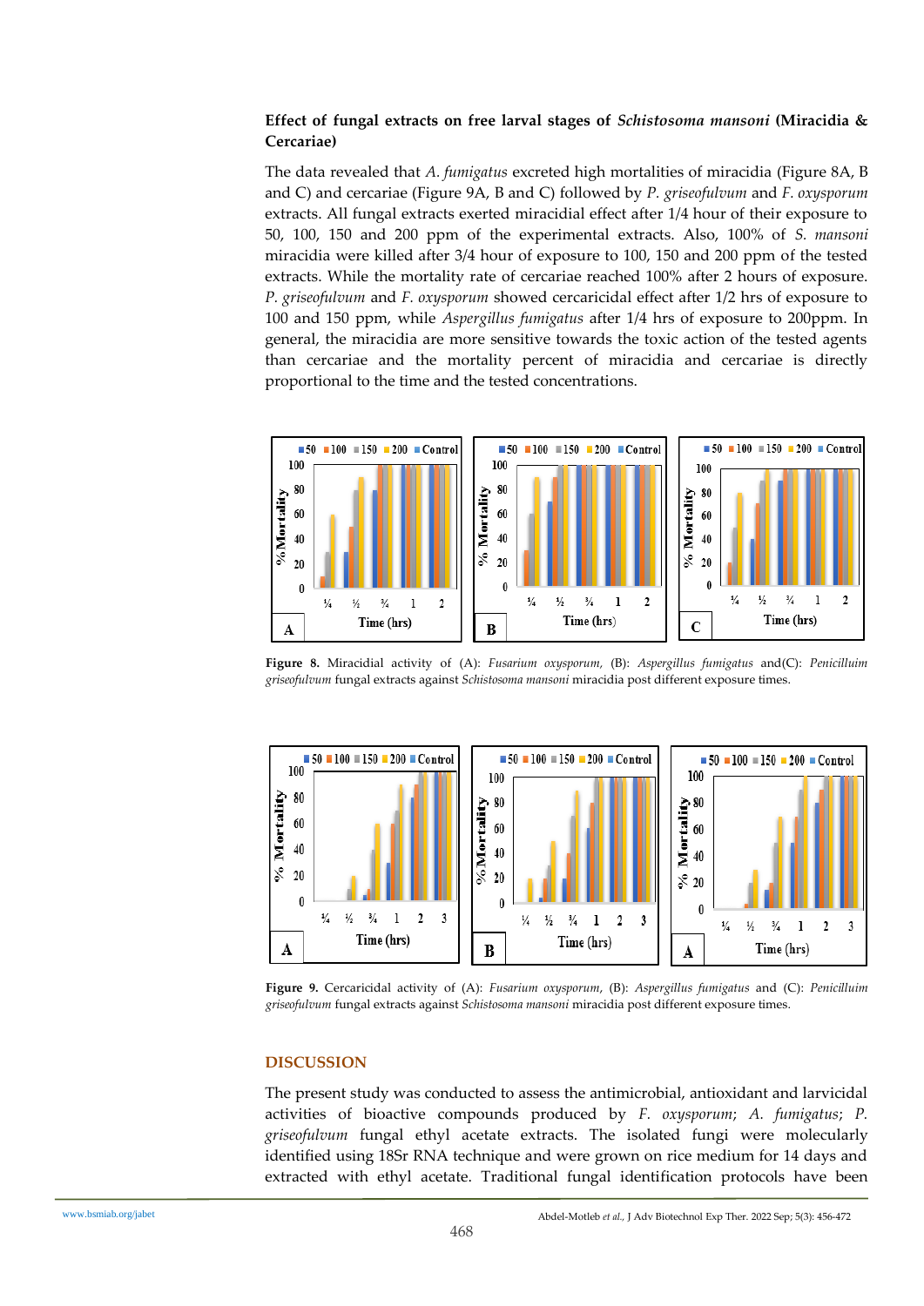### Effect of fungal extracts on free larval stages of *Schistosoma mansoni* (Miracidia & Cercariae)

The data revealed that *A. fumigatus* excreted high mortalities of miracidia (Figure 8A, B and C) and cercariae (Figure 9A, B and C) followed by *P. griseofulvum* and *F. oxysporum* extracts. All fungal extracts exerted miracidial effect after 1/4 hour of their exposure to 50, 100, 150 and 200 ppm of the experimental extracts. Also, 100% of *S. mansoni* miracidia were killed after 3/4 hour of exposure to 100, 150 and 200 ppm of the tested extracts. While the mortality rate of cercariae reached 100% after 2 hours of exposure. *P. griseofulvum* and *F. oxysporum* showed cercaricidal effect after 1/2 hrs of exposure to 100 and 150 ppm, while *Aspergillus fumigatus* after 1/4 hrs of exposure to 200ppm. In general, the miracidia are more sensitive towards the toxic action of the tested agents than cercariae and the mortality percent of miracidia and cercariae is directly proportional to the time and the tested concentrations.

**Figure 8.** Miracidial activity of (A): *Fusarium oxysporum*, (B): *Aspergillus fumigatus* and(C): *Penicilluim griseofulvum* fungal extracts against *Schistosoma mansoni* miracidia post different exposure times.

**Figure 9.** Cercaricidal activity of (A): *Fusarium oxysporum*, (B): *Aspergillus fumigatus* and (C): *Penicilluim griseofulvum* fungal extracts against *Schistosoma mansoni* miracidia post different exposure times.

## DISCUSSION

The present study was conducted to assess the antimicrobial, antioxidant and larvicidal activities of bioactive compounds produced by *F. oxysporum*; *A. fumigatus*; *P. griseofulvum* fungal ethyl acetate extracts. The isolated fungi were molecularly identified using 18Sr RNA technique and were grown on rice medium for 14 days and extracted with ethyl acetate. Traditional fungal identification protocols have been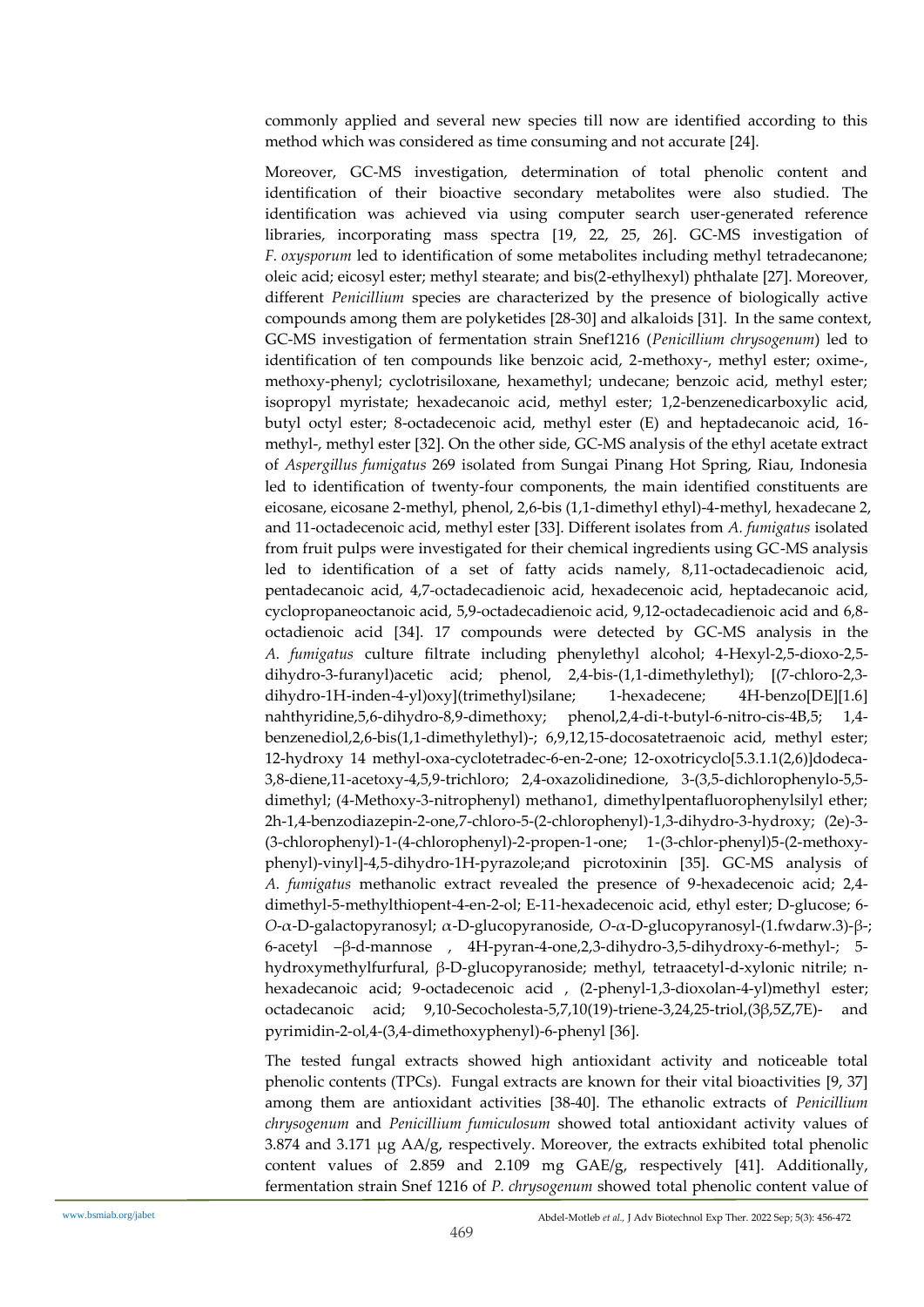commonly applied and several new species till now are identified according to this method which was considered as time consuming and not accurate [24].

Moreover, GC-MS investigation, determination of total phenolic content and identification of their bioactive secondary metabolites were also studied. The identification was achieved via using computer search user-generated reference libraries, incorporating mass spectra [19, 22, 25, 26]. GC-MS investigation of *F. oxysporum* led to identification of some metabolites including methyl tetradecanone; oleic acid; eicosyl ester; methyl stearate; and bis(2-ethylhexyl) phthalate [27]. Moreover, different *Penicillium* species are characterized by the presence of biologically active compounds among them are polyketides [28-30] and alkaloids [31]. In the same context, GC-MS investigation of fermentation strain Snef1216 (*Penicillium chrysogenum*) led to identification of ten compounds like benzoic acid, 2-methoxy-, methyl ester; oxime-, methoxy-phenyl; cyclotrisiloxane, hexamethyl; undecane; benzoic acid, methyl ester; isopropyl myristate; hexadecanoic acid, methyl ester; 1,2-benzenedicarboxylic acid, butyl octyl ester; 8-octadecenoic acid, methyl ester (E) and heptadecanoic acid, 16-methyl-, methyl ester [32]. On the other side, GC-MS analysis of the ethyl acetate extract of *Aspergillus fumigatus* 269 isolated from Sungai Pinang Hot Spring, Riau, Indonesia led to identification of twenty-four components, the main identified constituents are eicosane, eicosane 2-methyl, phenol, 2,6-bis (1,1-dimethyl ethyl)-4-methyl, hexadecane 2, and 11-octadecenoic acid, methyl ester [33]. Different isolates from *A. fumigatus* isolated from fruit pulps were investigated for their chemical ingredients using GC-MS analysis led to identification of a set of fatty acids namely, 8,11-octadecadienoic acid, pentadecanoic acid, 4,7-octadecadienoic acid, hexadecenoic acid, heptadecanoic acid, cyclopropaneoctanoic acid, 5,9-octadecadienoic acid, 9,12-octadecadienoic acid and 6,8-octadienoic acid [34]. 17 compounds were detected by GC-MS analysis in the *A. fumigatus* culture filtrate including phenylethyl alcohol; 4-Hexyl-2,5-dioxo-2,5-dihydro-3-furanyl)acetic acid; phenol, 2,4-bis-(1,1-dimethylethyl); [(7-chloro-2,3-dihydro-1H-inden-4-yl)oxy](trimethyl)silane; 1-hexadecene; 4H-benzo[DE][1.6] nahthyridine,5,6-dihydro-8,9-dimethoxy; phenol,2,4-di-t-butyl-6-nitro-cis-4B,5; 1,4-benzenediol,2,6-bis(1,1-dimethylethyl)-; 6,9,12,15-docosatetraenoic acid, methyl ester; 12-hydroxy 14 methyl-oxa-cyclotetradec-6-en-2-one; 12-oxotricyclo[5.3.1.1(2,6)]dodeca-3,8-diene,11-acetoxy-4,5,9-trichloro; 2,4-oxazolidinedione, 3-(3,5-dichlorophenylo-5,5-dimethyl; (4-Methoxy-3-nitrophenyl) methano1, dimethylpentafluorophenylsilyl ether; 2h-1,4-benzodiazepin-2-one,7-chloro-5-(2-chlorophenyl)-1,3-dihydro-3-hydroxy; (2e)-3-(3-chlorophenyl)-1-(4-chlorophenyl)-2-propen-1-one; 1-(3-chlor-phenyl)5-(2-methoxy-phenyl)-vinyl]-4,5-dihydro-1H-pyrazole;and picrotoxinin [35]. GC-MS analysis of *A. fumigatus* methanolic extract revealed the presence of 9-hexadecenoic acid; 2,4-dimethyl-5-methylthiopent-4-en-2-ol; E-11-hexadecenoic acid, ethyl ester; D-glucose; 6-*O*-α-D-galactopyranosyl; α-D-glucopyranoside, *O*-α-D-glucopyranosyl-(1.fwdarw.3)-β-; 6-acetyl –β-d-mannose , 4H-pyran-4-one,2,3-dihydro-3,5-dihydroxy-6-methyl-; 5-hydroxymethylfurfural, β-D-glucopyranoside; methyl, tetraacetyl-d-xylonic nitrile; n-hexadecanoic acid; 9-octadecenoic acid , (2-phenyl-1,3-dioxolan-4-yl)methyl ester; octadecanoic acid; 9,10-Secocholesta-5,7,10(19)-triene-3,24,25-triol,(3β,5Z,7E)- and pyrimidin-2-ol,4-(3,4-dimethoxyphenyl)-6-phenyl [36].

The tested fungal extracts showed high antioxidant activity and noticeable total phenolic contents (TPCs). Fungal extracts are known for their vital bioactivities [9, 37] among them are antioxidant activities [38-40]. The ethanolic extracts of *Penicillium chrysogenum* and *Penicillium fumiculosum* showed total antioxidant activity values of 3.874 and 3.171 μg AA/g, respectively. Moreover, the extracts exhibited total phenolic content values of 2.859 and 2.109 mg GAE/g, respectively [41]. Additionally, fermentation strain Snef 1216 of *P. chrysogenum* showed total phenolic content value of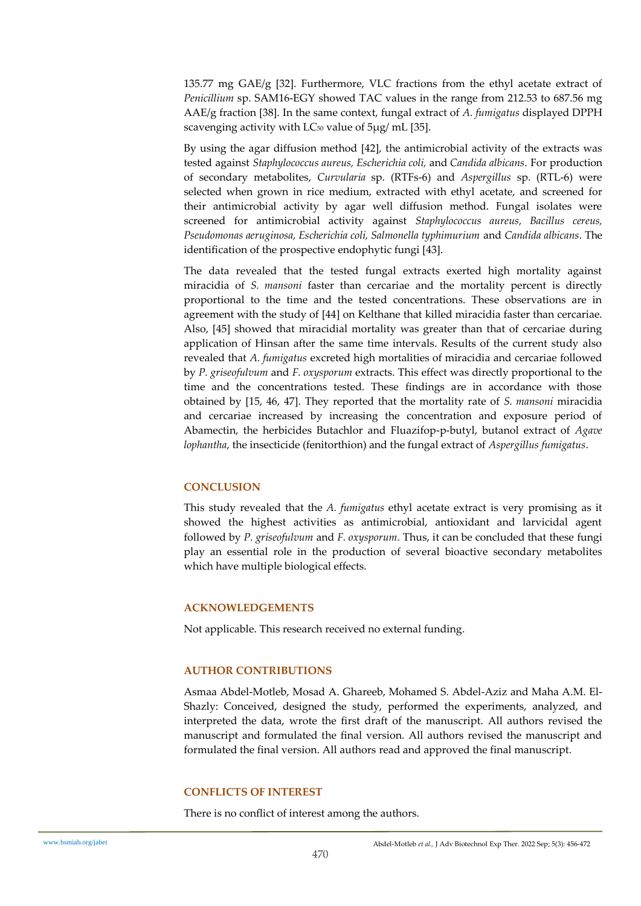135.77 mg GAE/g [32]. Furthermore, VLC fractions from the ethyl acetate extract of *Penicillium* sp. SAM16-EGY showed TAC values in the range from 212.53 to 687.56 mg AAE/g fraction [38]. In the same context, fungal extract of *A. fumigatus* displayed DPPH scavenging activity with $LC_{50}$ value of 5µg/ mL [35].

By using the agar diffusion method [42], the antimicrobial activity of the extracts was tested against *Staphylococcus aureus, Escherichia coli,* and *Candida albicans*. For production of secondary metabolites, *Curvularia* sp. (RTFs-6) and *Aspergillus* sp. (RTL-6) were selected when grown in rice medium, extracted with ethyl acetate, and screened for their antimicrobial activity by agar well diffusion method. Fungal isolates were screened for antimicrobial activity against *Staphylococcus aureus, Bacillus cereus, Pseudomonas aeruginosa, Escherichia coli, Salmonella typhimurium* and *Candida albicans*. The identification of the prospective endophytic fungi [43].

The data revealed that the tested fungal extracts exerted high mortality against miracidia of *S. mansoni* faster than cercariae and the mortality percent is directly proportional to the time and the tested concentrations. These observations are in agreement with the study of [44] on Kelthane that killed miracidia faster than cercariae. Also, [45] showed that miracidial mortality was greater than that of cercariae during application of Hinsan after the same time intervals. Results of the current study also revealed that *A. fumigatus* excreted high mortalities of miracidia and cercariae followed by *P. griseofulvum* and *F. oxysporum* extracts. This effect was directly proportional to the time and the concentrations tested. These findings are in accordance with those obtained by [15, 46, 47]. They reported that the mortality rate of *S. mansoni* miracidia and cercariae increased by increasing the concentration and exposure period of Abamectin, the herbicides Butachlor and Fluazifop-p-butyl, butanol extract of *Agave lophantha*, the insecticide (fenitorthion) and the fungal extract of *Aspergillus fumigatus*.

## CONCLUSION

This study revealed that the *A. fumigatus* ethyl acetate extract is very promising as it showed the highest activities as antimicrobial, antioxidant and larvicidal agent followed by *P. griseofulvum* and *F. oxysporum*. Thus, it can be concluded that these fungi play an essential role in the production of several bioactive secondary metabolites which have multiple biological effects.

## ACKNOWLEDGEMENTS

Not applicable. This research received no external funding.

## AUTHOR CONTRIBUTIONS

Asmaa Abdel-Motleb, Mosad A. Ghareeb, Mohamed S. Abdel-Aziz and Maha A.M. El-Shazly: Conceived, designed the study, performed the experiments, analyzed, and interpreted the data, wrote the first draft of the manuscript. All authors revised the manuscript and formulated the final version. All authors revised the manuscript and formulated the final version. All authors read and approved the final manuscript.

## CONFLICTS OF INTEREST

There is no conflict of interest among the authors.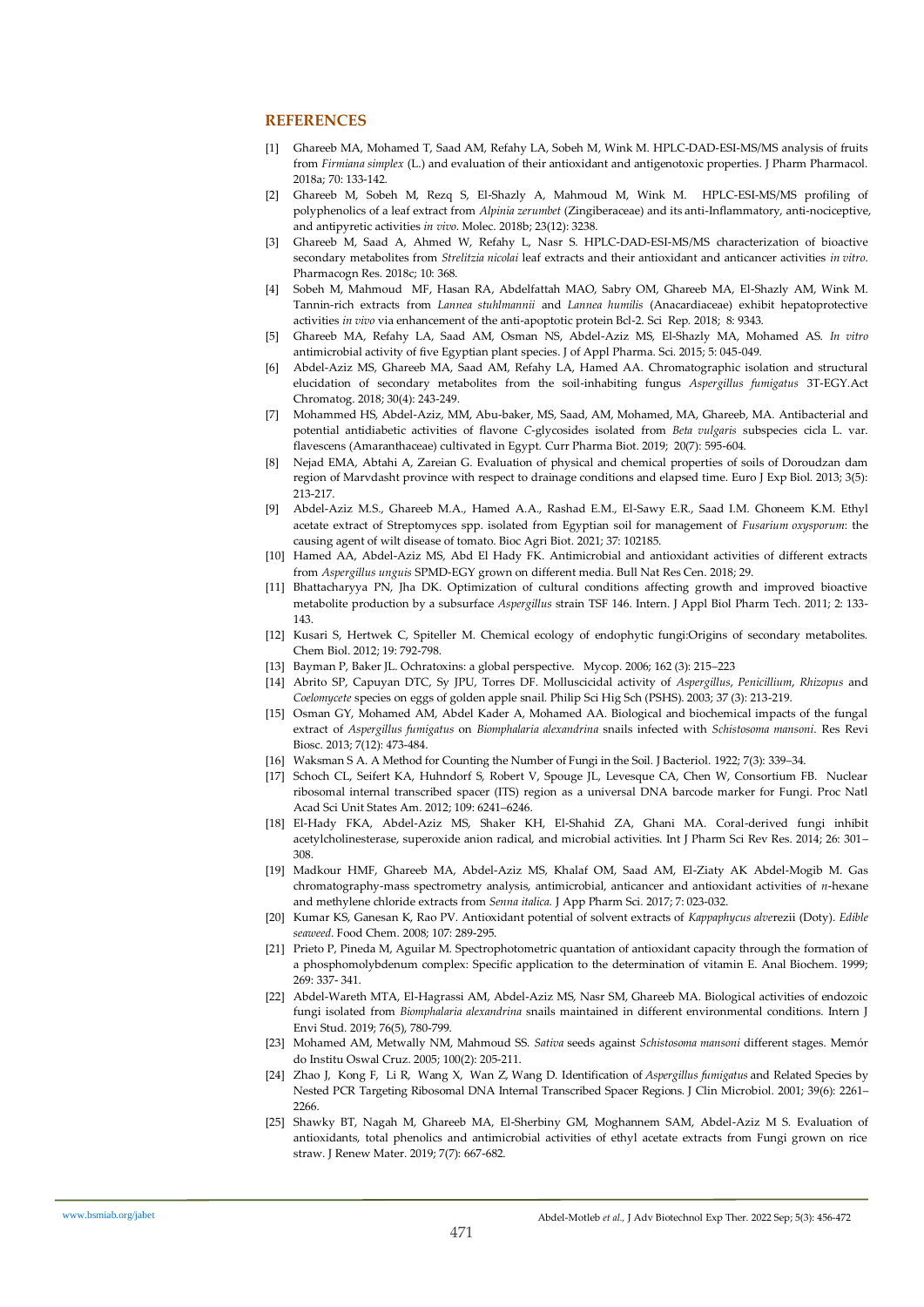## REFERENCES

[1] Ghareeb MA, Mohamed T, Saad AM, Refahy LA, Sobeh M, Wink M. HPLC-DAD-ESI-MS/MS analysis of fruits from *Firmiana simplex* (L.) and evaluation of their antioxidant and antigenotoxic properties. J Pharm Pharmacol. 2018a; 70: 133-142.

[2] Ghareeb M, Sobeh M, Rezq S, El-Shazly A, Mahmoud M, Wink M. HPLC-ESI-MS/MS profiling of polyphenolics of a leaf extract from *Alpinia zerumbet* (Zingiberaceae) and its anti-Inflammatory, anti-nociceptive, and antipyretic activities *in vivo*. Molec. 2018b; 23(12): 3238.

[3] Ghareeb M, Saad A, Ahmed W, Refahy L, Nasr S. HPLC-DAD-ESI-MS/MS characterization of bioactive secondary metabolites from *Strelitzia nicolai* leaf extracts and their antioxidant and anticancer activities *in vitro*. Pharmacogn Res. 2018c; 10: 368.

[4] Sobeh M, Mahmoud MF, Hasan RA, Abdelfattah MAO, Sabry OM, Ghareeb MA, El-Shazly AM, Wink M. Tannin-rich extracts from *Lannea stuhlmannii* and *Lannea humilis* (Anacardiaceae) exhibit hepatoprotective activities *in vivo* via enhancement of the anti-apoptotic protein Bcl-2. Sci Rep. 2018; 8: 9343.

[5] Ghareeb MA, Refahy LA, Saad AM, Osman NS, Abdel-Aziz MS, El-Shazly MA, Mohamed AS. *In vitro* antimicrobial activity of five Egyptian plant species. J of Appl Pharma. Sci. 2015; 5: 045-049.

[6] Abdel-Aziz MS, Ghareeb MA, Saad AM, Refahy LA, Hamed AA. Chromatographic isolation and structural elucidation of secondary metabolites from the soil-inhabiting fungus *Aspergillus fumigatus* 3T-EGY.Act Chromatog. 2018; 30(4): 243-249.

[7] Mohammed HS, Abdel-Aziz, MM, Abu-baker, MS, Saad, AM, Mohamed, MA, Ghareeb, MA. Antibacterial and potential antidiabetic activities of flavone *C*-glycosides isolated from *Beta vulgaris* subspecies cicla L. var. flavescens (Amaranthaceae) cultivated in Egypt. Curr Pharma Biot. 2019; 20(7): 595-604.

[8] Nejad EMA, Abtahi A, Zareian G. Evaluation of physical and chemical properties of soils of Doroudzan dam region of Marvdasht province with respect to drainage conditions and elapsed time. Euro J Exp Biol. 2013; 3(5): 213-217.

[9] Abdel-Aziz M.S., Ghareeb M.A., Hamed A.A., Rashad E.M., El-Sawy E.R., Saad I.M. Ghoneem K.M. Ethyl acetate extract of Streptomyces spp. isolated from Egyptian soil for management of *Fusarium oxysporum*: the causing agent of wilt disease of tomato. Bioc Agri Biot. 2021; 37: 102185.

[10] Hamed AA, Abdel-Aziz MS, Abd El Hady FK. Antimicrobial and antioxidant activities of different extracts from *Aspergillus unguis* SPMD-EGY grown on different media. Bull Nat Res Cen. 2018; 29.

[11] Bhattacharyya PN, Jha DK. Optimization of cultural conditions affecting growth and improved bioactive metabolite production by a subsurface *Aspergillus* strain TSF 146. Intern. J Appl Biol Pharm Tech. 2011; 2: 133-143.

[12] Kusari S, Hertwek C, Spiteller M. Chemical ecology of endophytic fungi:Origins of secondary metabolites. Chem Biol. 2012; 19: 792-798.

[13] Bayman P, Baker JL. Ochratoxins: a global perspective. Mycop. 2006; 162 (3): 215–223

[14] Abrito SP, Capuyan DTC, Sy JPU, Torres DF. Molluscicidal activity of *Aspergillus*, *Penicillium*, *Rhizopus* and *Coelomycete* species on eggs of golden apple snail. Philip Sci Hig Sch (PSHS). 2003; 37 (3): 213-219.

[15] Osman GY, Mohamed AM, Abdel Kader A, Mohamed AA. Biological and biochemical impacts of the fungal extract of *Aspergillus fumigatus* on *Biomphalaria alexandrina* snails infected with *Schistosoma mansoni*. Res Revi Biosc. 2013; 7(12): 473-484.

[16] Waksman S A. A Method for Counting the Number of Fungi in the Soil. J Bacteriol. 1922; 7(3): 339–34.

[17] Schoch CL, Seifert KA, Huhndorf S, Robert V, Spouge JL, Levesque CA, Chen W, Consortium FB. Nuclear ribosomal internal transcribed spacer (ITS) region as a universal DNA barcode marker for Fungi. Proc Natl Acad Sci Unit States Am. 2012; 109: 6241–6246.

[18] El-Hady FKA, Abdel-Aziz MS, Shaker KH, El-Shahid ZA, Ghani MA. Coral-derived fungi inhibit acetylcholinesterase, superoxide anion radical, and microbial activities. Int J Pharm Sci Rev Res. 2014; 26: 301–308.

[19] Madkour HMF, Ghareeb MA, Abdel-Aziz MS, Khalaf OM, Saad AM, El-Ziaty AK Abdel-Mogib M. Gas chromatography-mass spectrometry analysis, antimicrobial, anticancer and antioxidant activities of *n*-hexane and methylene chloride extracts from *Senna italica*. J App Pharm Sci. 2017; 7: 023-032.

[20] Kumar KS, Ganesan K, Rao PV. Antioxidant potential of solvent extracts of *Kappaphycus alve*rezii (Doty). *Edible seaweed*. Food Chem. 2008; 107: 289-295.

[21] Prieto P, Pineda M, Aguilar M. Spectrophotometric quantation of antioxidant capacity through the formation of a phosphomolybdenum complex: Specific application to the determination of vitamin E. Anal Biochem. 1999; 269: 337- 341.

[22] Abdel-Wareth MTA, El-Hagrassi AM, Abdel-Aziz MS, Nasr SM, Ghareeb MA. Biological activities of endozoic fungi isolated from *Biomphalaria alexandrina* snails maintained in different environmental conditions. Intern J Envi Stud. 2019; 76(5), 780-799.

[23] Mohamed AM, Metwally NM, Mahmoud SS. *Sativa* seeds against *Schistosoma mansoni* different stages. Memór do Institu Oswal Cruz. 2005; 100(2): 205-211.

[24] Zhao J, Kong F, Li R, Wang X, Wan Z, Wang D. Identification of *Aspergillus fumigatus* and Related Species by Nested PCR Targeting Ribosomal DNA Internal Transcribed Spacer Regions. J Clin Microbiol. 2001; 39(6): 2261–2266.

[25] Shawky BT, Nagah M, Ghareeb MA, El-Sherbiny GM, Moghannem SAM, Abdel-Aziz M S. Evaluation of antioxidants, total phenolics and antimicrobial activities of ethyl acetate extracts from Fungi grown on rice straw. J Renew Mater. 2019; 7(7): 667-682.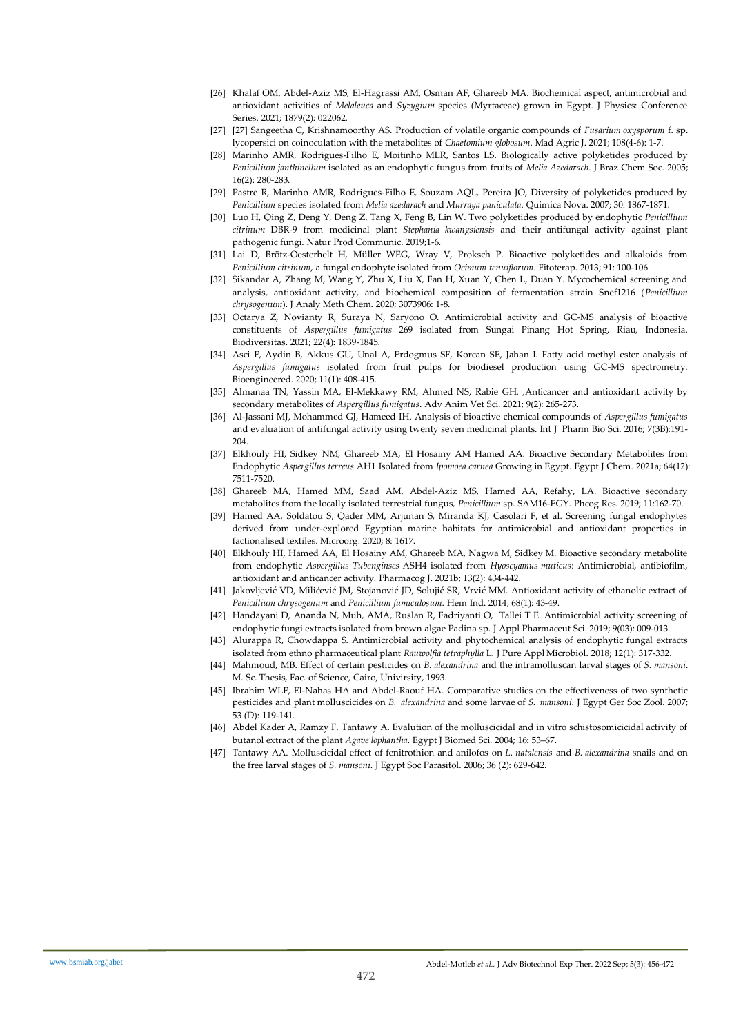[26] Khalaf OM, Abdel-Aziz MS, El-Hagrassi AM, Osman AF, Ghareeb MA. Biochemical aspect, antimicrobial and antioxidant activities of *Melaleuca* and *Syzygium* species (Myrtaceae) grown in Egypt. J Physics: Conference Series. 2021; 1879(2): 022062.

[27] [27] Sangeetha C, Krishnamoorthy AS. Production of volatile organic compounds of *Fusarium oxysporum* f. sp. lycopersici on coinoculation with the metabolites of *Chaetomium globosum*. Mad Agric J. 2021; 108(4-6): 1-7.

[28] Marinho AMR, Rodrigues-Filho E, Moitinho MLR, Santos LS. Biologically active polyketides produced by *Penicillium janthinellum* isolated as an endophytic fungus from fruits of *Melia Azedarach*. J Braz Chem Soc. 2005; 16(2): 280-283.

[29] Pastre R, Marinho AMR, Rodrigues-Filho E, Souzam AQL, Pereira JO, Diversity of polyketides produced by *Penicillium* species isolated from *Melia azedarach* and *Murraya paniculata*. Quimica Nova. 2007; 30: 1867-1871.

[30] Luo H, Qing Z, Deng Y, Deng Z, Tang X, Feng B, Lin W. Two polyketides produced by endophytic *Penicillium citrinum* DBR-9 from medicinal plant *Stephania kwangsiensis* and their antifungal activity against plant pathogenic fungi. Natur Prod Commun. 2019;1-6.

[31] Lai D, Brötz-Oesterhelt H, Müller WEG, Wray V, Proksch P. Bioactive polyketides and alkaloids from *Penicillium citrinum*, a fungal endophyte isolated from *Ocimum tenuiflorum*. Fitoterap. 2013; 91: 100-106.

[32] Sikandar A, Zhang M, Wang Y, Zhu X, Liu X, Fan H, Xuan Y, Chen L, Duan Y. Mycochemical screening and analysis, antioxidant activity, and biochemical composition of fermentation strain Snef1216 (*Penicillium chrysogenum*). J Analy Meth Chem. 2020; 3073906: 1-8.

[33] Octarya Z, Novianty R, Suraya N, Saryono O. Antimicrobial activity and GC-MS analysis of bioactive constituents of *Aspergillus fumigatus* 269 isolated from Sungai Pinang Hot Spring, Riau, Indonesia. Biodiversitas. 2021; 22(4): 1839-1845.

[34] Asci F, Aydin B, Akkus GU, Unal A, Erdogmus SF, Korcan SE, Jahan I. Fatty acid methyl ester analysis of *Aspergillus fumigatus* isolated from fruit pulps for biodiesel production using GC-MS spectrometry. Bioengineered. 2020; 11(1): 408-415.

[35] Almanaa TN, Yassin MA, El-Mekkawy RM, Ahmed NS, Rabie GH. ,Anticancer and antioxidant activity by secondary metabolites of *Aspergillus fumigatus*. Adv Anim Vet Sci. 2021; 9(2): 265-273.

[36] Al-Jassani MJ, Mohammed GJ, Hameed IH. Analysis of bioactive chemical compounds of *Aspergillus fumigatus* and evaluation of antifungal activity using twenty seven medicinal plants. Int J Pharm Bio Sci. 2016; 7(3B):191-204.

[37] Elkhouly HI, Sidkey NM, Ghareeb MA, El Hosainy AM Hamed AA. Bioactive Secondary Metabolites from Endophytic *Aspergillus terreus* AH1 Isolated from *Ipomoea carnea* Growing in Egypt. Egypt J Chem. 2021a; 64(12): 7511-7520.

[38] Ghareeb MA, Hamed MM, Saad AM, Abdel-Aziz MS, Hamed AA, Refahy, LA. Bioactive secondary metabolites from the locally isolated terrestrial fungus, *Penicillium* sp. SAM16-EGY. Phcog Res. 2019; 11:162-70.

[39] Hamed AA, Soldatou S, Qader MM, Arjunan S, Miranda KJ, Casolari F, et al. Screening fungal endophytes derived from under-explored Egyptian marine habitats for antimicrobial and antioxidant properties in factionalised textiles. Microorg. 2020; 8: 1617.

[40] Elkhouly HI, Hamed AA, El Hosainy AM, Ghareeb MA, Nagwa M, Sidkey M. Bioactive secondary metabolite from endophytic *Aspergillus Tubenginses* ASH4 isolated from *Hyoscyamus muticus*: Antimicrobial, antibiofilm, antioxidant and anticancer activity. Pharmacog J. 2021b; 13(2): 434-442.

[41] Jakovljević VD, Milićević JM, Stojanović JD, Solujić SR, Vrvić MM. Antioxidant activity of ethanolic extract of *Penicillium chrysogenum* and *Penicillium fumiculosum*. Hem Ind. 2014; 68(1): 43-49.

[42] Handayani D, Ananda N, Muh, AMA, Ruslan R, Fadriyanti O, Tallei T E. Antimicrobial activity screening of endophytic fungi extracts isolated from brown algae Padina sp. J Appl Pharmaceut Sci. 2019; 9(03): 009-013.

[43] Alurappa R, Chowdappa S. Antimicrobial activity and phytochemical analysis of endophytic fungal extracts isolated from ethno pharmaceutical plant *Rauwolfia tetraphylla* L. J Pure Appl Microbiol. 2018; 12(1): 317-332.

[44] Mahmoud, MB. Effect of certain pesticides on *B. alexandrina* and the intramolluscan larval stages of *S. mansoni*. M. Sc. Thesis, Fac. of Science, Cairo, Univirsity, 1993.

[45] Ibrahim WLF, El-Nahas HA and Abdel-Raouf HA. Comparative studies on the effectiveness of two synthetic pesticides and plant molluscicides on *B. alexandrina* and some larvae of *S. mansoni*. J Egypt Ger Soc Zool. 2007; 53 (D): 119-141.

[46] Abdel Kader A, Ramzy F, Tantawy A. Evalution of the molluscicidal and in vitro schistosomicicidal activity of butanol extract of the plant *Agave lophantha*. Egypt J Biomed Sci. 2004; 16: 53–67.

[47] Tantawy AA. Molluscicidal effect of fenitrothion and anilofos on *L. natalensis* and *B. alexandrina* snails and on the free larval stages of *S. mansoni*. J Egypt Soc Parasitol. 2006; 36 (2): 629-642.